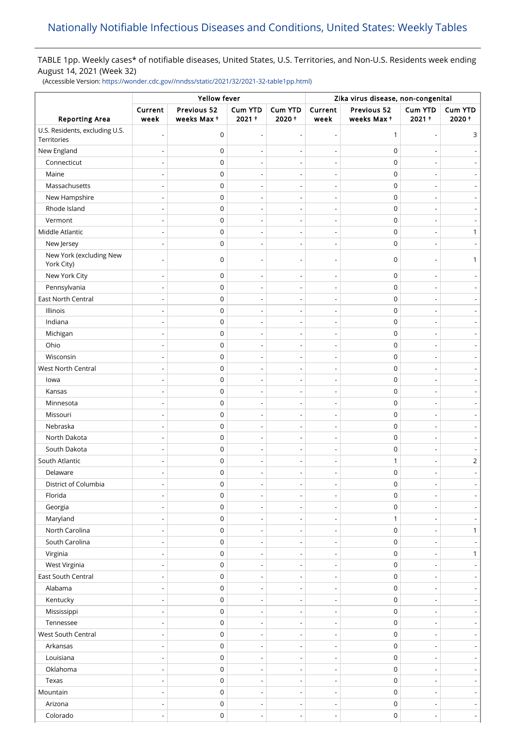# Nationally Notifiable Infectious Diseases and Conditions, United States: Weekly Tables

TABLE 1pp. Weekly cases* of notifiable diseases, United States, U.S. Territories, and Non-U.S. Residents week ending August 14, 2021 (Week 32)

(Accessible Version: https://wonder.cdc.gov//nndss/static/2021/32/2021-32-table1pp.html)

| Reporting Area | Yellow fever | | | | Zika virus disease, non-congenital | | | |
|---|---|---|---|---|---|---|---|---|
| | Current week | Previous 52 weeks Max † | Cum YTD 2021 † | Cum YTD 2020 † | Current week | Previous 52 weeks Max † | Cum YTD 2021 † | Cum YTD 2020 † |
| U.S. Residents, excluding U.S. Territories | - | 0 | - | - | - | 1 | - | 3 |
| New England | - | 0 | - | - | - | 0 | - | - |
| Connecticut | - | 0 | - | - | - | 0 | - | - |
| Maine | - | 0 | - | - | - | 0 | - | - |
| Massachusetts | - | 0 | - | - | - | 0 | - | - |
| New Hampshire | - | 0 | - | - | - | 0 | - | - |
| Rhode Island | - | 0 | - | - | - | 0 | - | - |
| Vermont | - | 0 | - | - | - | 0 | - | - |
| Middle Atlantic | - | 0 | - | - | - | 0 | - | 1 |
| New Jersey | - | 0 | - | - | - | 0 | - | - |
| New York (excluding New York City) | - | 0 | - | - | - | 0 | - | 1 |
| New York City | - | 0 | - | - | - | 0 | - | - |
| Pennsylvania | - | 0 | - | - | - | 0 | - | - |
| East North Central | - | 0 | - | - | - | 0 | - | - |
| Illinois | - | 0 | - | - | - | 0 | - | - |
| Indiana | - | 0 | - | - | - | 0 | - | - |
| Michigan | - | 0 | - | - | - | 0 | - | - |
| Ohio | - | 0 | - | - | - | 0 | - | - |
| Wisconsin | - | 0 | - | - | - | 0 | - | - |
| West North Central | - | 0 | - | - | - | 0 | - | - |
| Iowa | - | 0 | - | - | - | 0 | - | - |
| Kansas | - | 0 | - | - | - | 0 | - | - |
| Minnesota | - | 0 | - | - | - | 0 | - | - |
| Missouri | - | 0 | - | - | - | 0 | - | - |
| Nebraska | - | 0 | - | - | - | 0 | - | - |
| North Dakota | - | 0 | - | - | - | 0 | - | - |
| South Dakota | - | 0 | - | - | - | 0 | - | - |
| South Atlantic | - | 0 | - | - | - | 1 | - | 2 |
| Delaware | - | 0 | - | - | - | 0 | - | - |
| District of Columbia | - | 0 | - | - | - | 0 | - | - |
| Florida | - | 0 | - | - | - | 0 | - | - |
| Georgia | - | 0 | - | - | - | 0 | - | - |
| Maryland | - | 0 | - | - | - | 1 | - | - |
| North Carolina | - | 0 | - | - | - | 0 | - | 1 |
| South Carolina | - | 0 | - | - | - | 0 | - | - |
| Virginia | - | 0 | - | - | - | 0 | - | 1 |
| West Virginia | - | 0 | - | - | - | 0 | - | - |
| East South Central | - | 0 | - | - | - | 0 | - | - |
| Alabama | - | 0 | - | - | - | 0 | - | - |
| Kentucky | - | 0 | - | - | - | 0 | - | - |
| Mississippi | - | 0 | - | - | - | 0 | - | - |
| Tennessee | - | 0 | - | - | - | 0 | - | - |
| West South Central | - | 0 | - | - | - | 0 | - | - |
| Arkansas | - | 0 | - | - | - | 0 | - | - |
| Louisiana | - | 0 | - | - | - | 0 | - | - |
| Oklahoma | - | 0 | - | - | - | 0 | - | - |
| Texas | - | 0 | - | - | - | 0 | - | - |
| Mountain | - | 0 | - | - | - | 0 | - | - |
| Arizona | - | 0 | - | - | - | 0 | - | - |
| Colorado | - | 0 | - | - | - | 0 | - | - |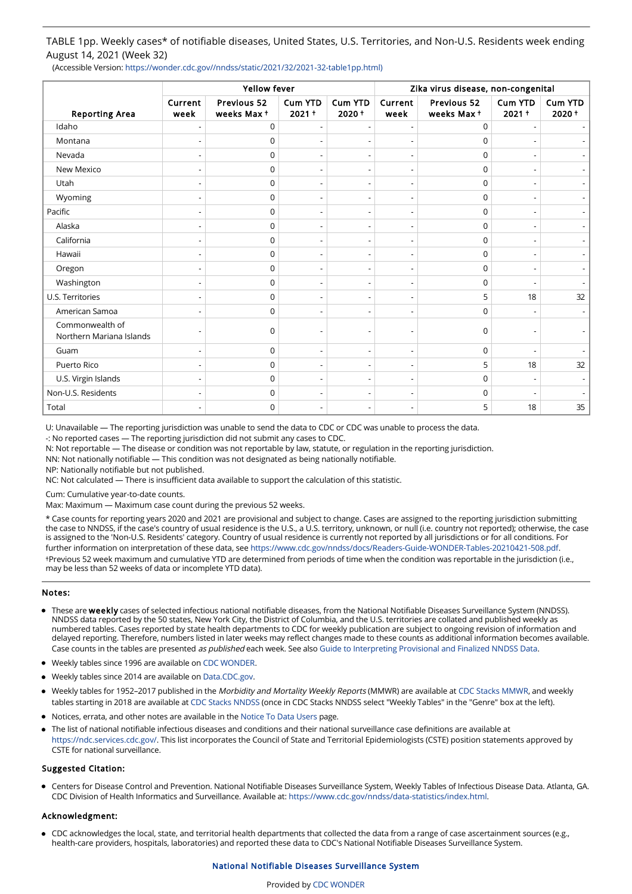TABLE 1pp. Weekly cases* of notifiable diseases, United States, U.S. Territories, and Non-U.S. Residents week ending August 14, 2021 (Week 32)

(Accessible Version: https://wonder.cdc.gov//nndss/static/2021/32/2021-32-table1pp.html)

| | Yellow fever | | | | Zika virus disease, non-congenital | | | |
|---|---|---|---|---|---|---|---|---|
| Reporting Area | Current week | Previous 52 weeks Max † | Cum YTD 2021 † | Cum YTD 2020 † | Current week | Previous 52 weeks Max † | Cum YTD 2021 † | Cum YTD 2020 † |
| Idaho | - | 0 | - | - | - | 0 | - | - |
| Montana | - | 0 | - | - | - | 0 | - | - |
| Nevada | - | 0 | - | - | - | 0 | - | - |
| New Mexico | - | 0 | - | - | - | 0 | - | - |
| Utah | - | 0 | - | - | - | 0 | - | - |
| Wyoming | - | 0 | - | - | - | 0 | - | - |
| Pacific | - | 0 | - | - | - | 0 | - | - |
| Alaska | - | 0 | - | - | - | 0 | - | - |
| California | - | 0 | - | - | - | 0 | - | - |
| Hawaii | - | 0 | - | - | - | 0 | - | - |
| Oregon | - | 0 | - | - | - | 0 | - | - |
| Washington | - | 0 | - | - | - | 0 | - | - |
| U.S. Territories | - | 0 | - | - | - | 5 | 18 | 32 |
| American Samoa | - | 0 | - | - | - | 0 | - | - |
| Commonwealth of Northern Mariana Islands | - | 0 | - | - | - | 0 | - | - |
| Guam | - | 0 | - | - | - | 0 | - | - |
| Puerto Rico | - | 0 | - | - | - | 5 | 18 | 32 |
| U.S. Virgin Islands | - | 0 | - | - | - | 0 | - | - |
| Non-U.S. Residents | - | 0 | - | - | - | 0 | - | - |
| Total | - | 0 | - | - | - | 5 | 18 | 35 |

U: Unavailable — The reporting jurisdiction was unable to send the data to CDC or CDC was unable to process the data.

-: No reported cases — The reporting jurisdiction did not submit any cases to CDC.

N: Not reportable — The disease or condition was not reportable by law, statute, or regulation in the reporting jurisdiction.

NN: Not nationally notifiable — This condition was not designated as being nationally notifiable.

NP: Nationally notifiable but not published.

NC: Not calculated — There is insufficient data available to support the calculation of this statistic.

Cum: Cumulative year-to-date counts.

Max: Maximum — Maximum case count during the previous 52 weeks.

* Case counts for reporting years 2020 and 2021 are provisional and subject to change. Cases are assigned to the reporting jurisdiction submitting the case to NNDSS, if the case's country of usual residence is the U.S., a U.S. territory, unknown, or null (i.e. country not reported); otherwise, the case is assigned to the 'Non-U.S. Residents' category. Country of usual residence is currently not reported by all jurisdictions or for all conditions. For further information on interpretation of these data, see https://www.cdc.gov/nndss/docs/Readers-Guide-WONDER-Tables-20210421-508.pdf.

†Previous 52 week maximum and cumulative YTD are determined from periods of time when the condition was reportable in the jurisdiction (i.e., may be less than 52 weeks of data or incomplete YTD data).

### Notes:

- These are **weekly** cases of selected infectious national notifiable diseases, from the National Notifiable Diseases Surveillance System (NNDSS). NNDSS data reported by the 50 states, New York City, the District of Columbia, and the U.S. territories are collated and published weekly as numbered tables. Cases reported by state health departments to CDC for weekly publication are subject to ongoing revision of information and delayed reporting. Therefore, numbers listed in later weeks may reflect changes made to these counts as additional information becomes available. Case counts in the tables are presented *as published* each week. See also Guide to Interpreting Provisional and Finalized NNDSS Data.
- Weekly tables since 1996 are available on CDC WONDER.
- Weekly tables since 2014 are available on Data.CDC.gov.
- Weekly tables for 1952–2017 published in the *Morbidity and Mortality Weekly Reports* (MMWR) are available at CDC Stacks MMWR, and weekly tables starting in 2018 are available at CDC Stacks NNDSS (once in CDC Stacks NNDSS select "Weekly Tables" in the "Genre" box at the left).
- Notices, errata, and other notes are available in the Notice To Data Users page.
- The list of national notifiable infectious diseases and conditions and their national surveillance case definitions are available at https://ndc.services.cdc.gov/. This list incorporates the Council of State and Territorial Epidemiologists (CSTE) position statements approved by CSTE for national surveillance.

### Suggested Citation:

- Centers for Disease Control and Prevention. National Notifiable Diseases Surveillance System, Weekly Tables of Infectious Disease Data. Atlanta, GA. CDC Division of Health Informatics and Surveillance. Available at: https://www.cdc.gov/nndss/data-statistics/index.html.

### Acknowledgment:

- CDC acknowledges the local, state, and territorial health departments that collected the data from a range of case ascertainment sources (e.g., health-care providers, hospitals, laboratories) and reported these data to CDC's National Notifiable Diseases Surveillance System.

National Notifiable Diseases Surveillance System

Provided by CDC WONDER